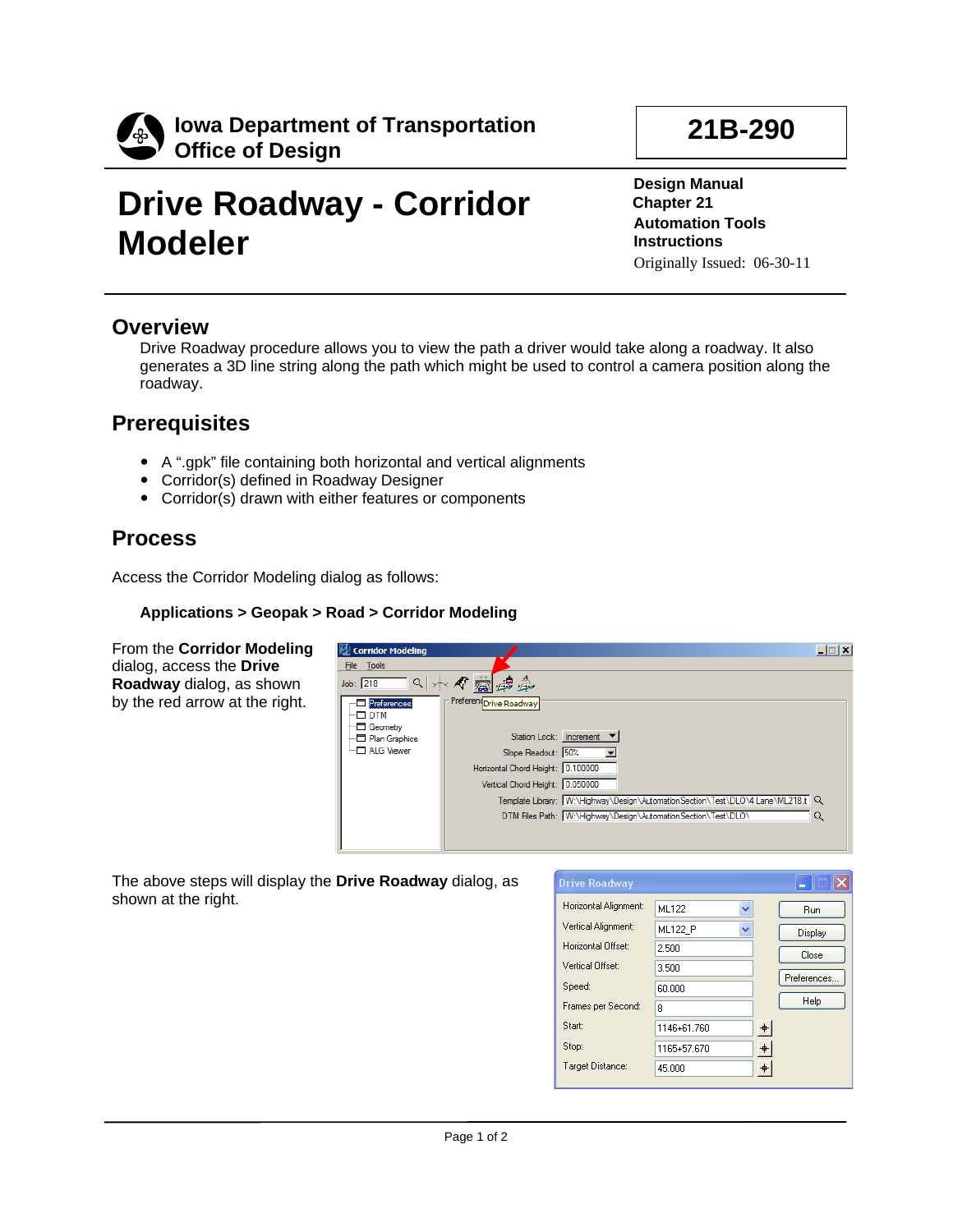# Iowa Department of Transportation
## Office of Design

**21B-290**

# Drive Roadway - Corridor Modeler

**Design Manual**
**Chapter 21**
**Automation Tools**
**Instructions**
Originally Issued: 06-30-11

## Overview

Drive Roadway procedure allows you to view the path a driver would take along a roadway. It also generates a 3D line string along the path which might be used to control a camera position along the roadway.

## Prerequisites

- A ".gpk" file containing both horizontal and vertical alignments
- Corridor(s) defined in Roadway Designer
- Corridor(s) drawn with either features or components

## Process

Access the Corridor Modeling dialog as follows:

**Applications > Geopak > Road > Corridor Modeling**

From the **Corridor Modeling** dialog, access the **Drive Roadway** dialog, as shown by the red arrow at the right.

The above steps will display the **Drive Roadway** dialog, as shown at the right.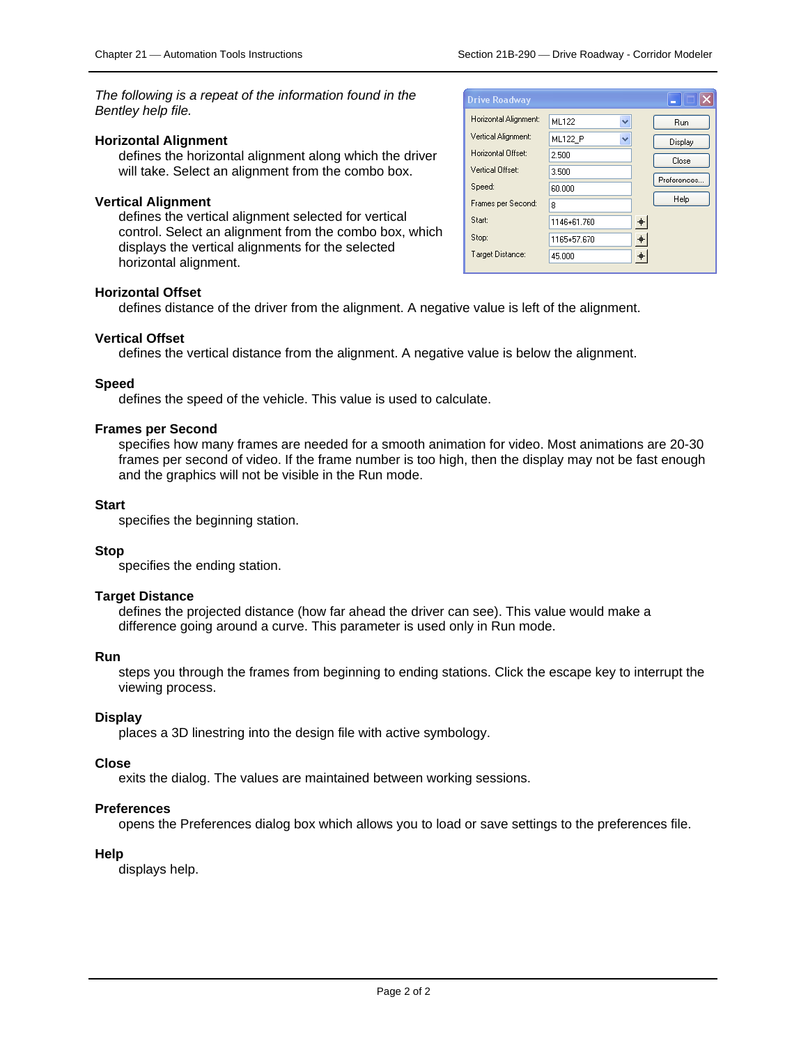*The following is a repeat of the information found in the Bentley help file.*

**Horizontal Alignment**

defines the horizontal alignment along which the driver will take. Select an alignment from the combo box.

**Vertical Alignment**

defines the vertical alignment selected for vertical control. Select an alignment from the combo box, which displays the vertical alignments for the selected horizontal alignment.

**Horizontal Offset**

defines distance of the driver from the alignment. A negative value is left of the alignment.

**Vertical Offset**

defines the vertical distance from the alignment. A negative value is below the alignment.

**Speed**

defines the speed of the vehicle. This value is used to calculate.

**Frames per Second**

specifies how many frames are needed for a smooth animation for video. Most animations are 20-30 frames per second of video. If the frame number is too high, then the display may not be fast enough and the graphics will not be visible in the Run mode.

**Start**

specifies the beginning station.

**Stop**

specifies the ending station.

**Target Distance**

defines the projected distance (how far ahead the driver can see). This value would make a difference going around a curve. This parameter is used only in Run mode.

**Run**

steps you through the frames from beginning to ending stations. Click the escape key to interrupt the viewing process.

**Display**

places a 3D linestring into the design file with active symbology.

**Close**

exits the dialog. The values are maintained between working sessions.

**Preferences**

opens the Preferences dialog box which allows you to load or save settings to the preferences file.

**Help**

displays help.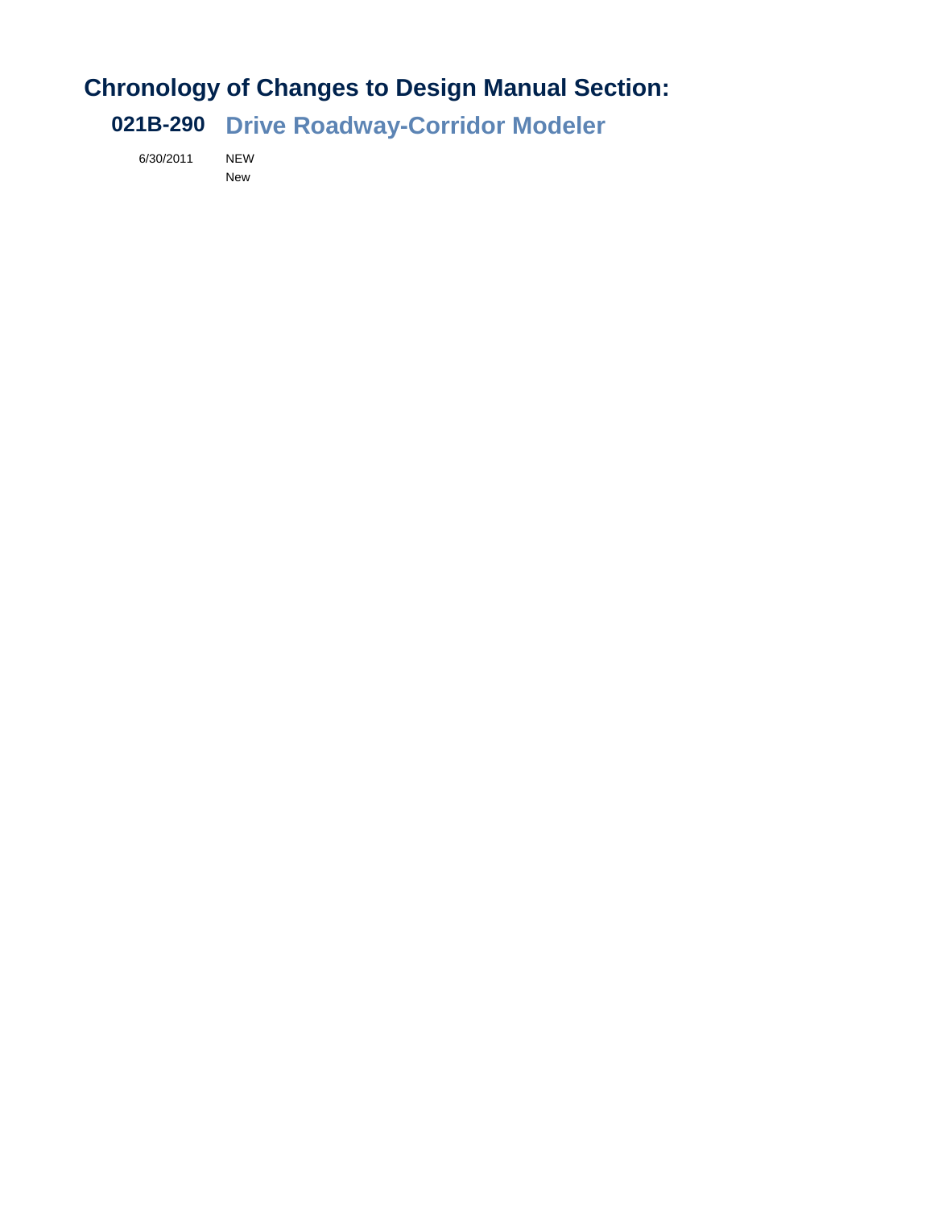# Chronology of Changes to Design Manual Section:

## 021B-290 Drive Roadway-Corridor Modeler

6/30/2011 NEW

New